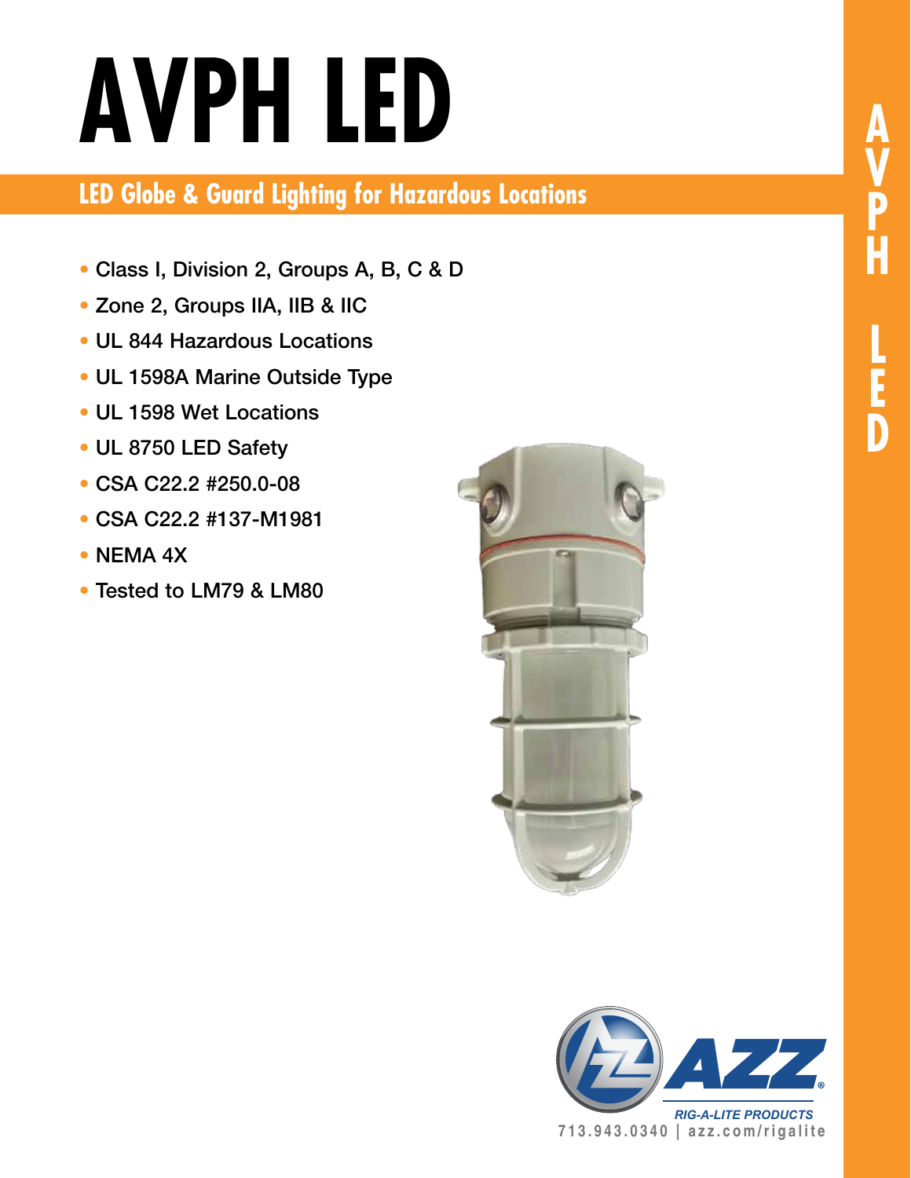# AVPH LED

## LED Globe & Guard Lighting for Hazardous Locations

- Class I, Division 2, Groups A, B, C & D
- Zone 2, Groups IIA, IIB & IIC
- UL 844 Hazardous Locations
- UL 1598A Marine Outside Type
- UL 1598 Wet Locations
- UL 8750 LED Safety
- CSA C22.2 #250.0-08
- CSA C22.2 #137-M1981
- NEMA 4X
- Tested to LM79 & LM80

AZZ®
RIG-A-LITE PRODUCTS
713.943.0340 | azz.com/rigalite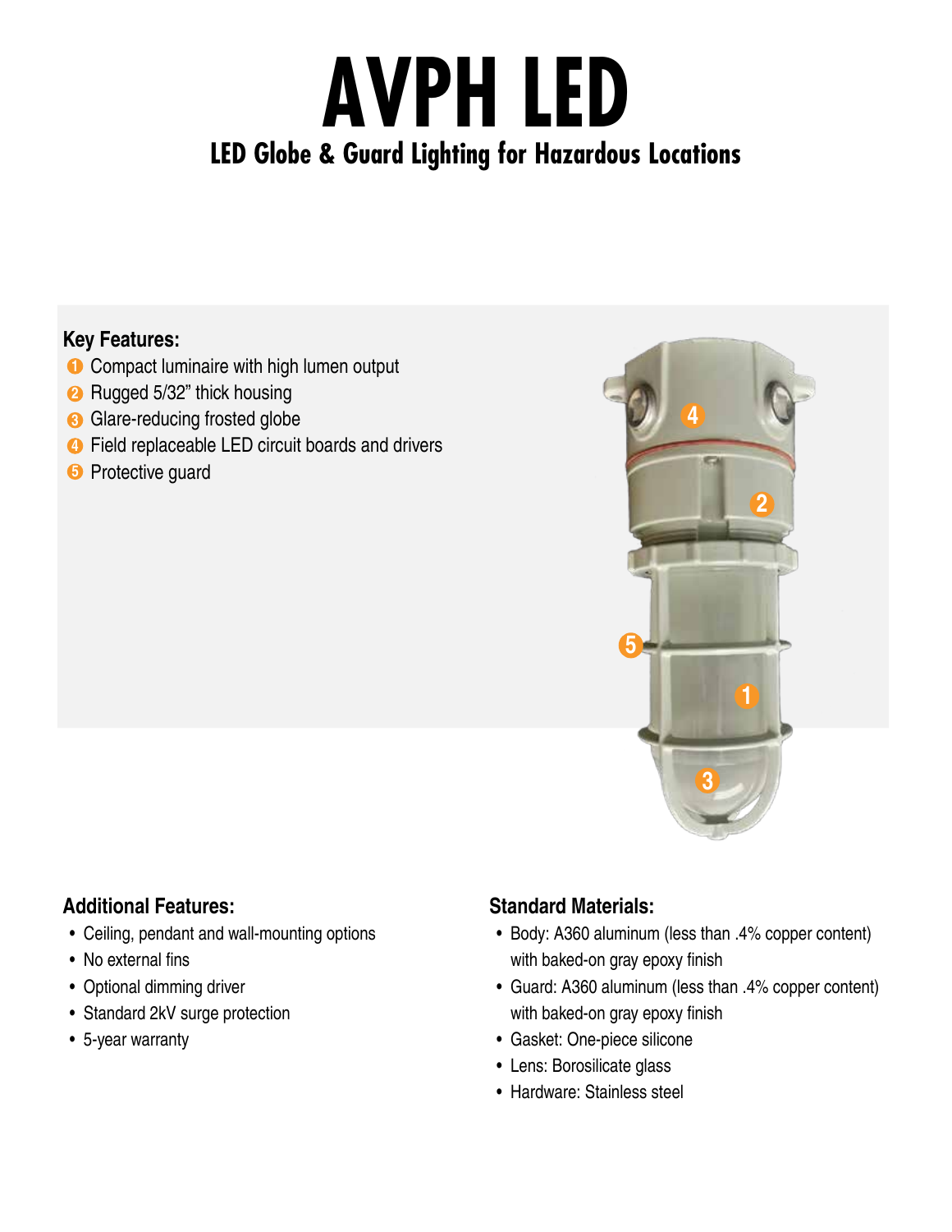# AVPH LED

## LED Globe & Guard Lighting for Hazardous Locations

### Key Features:

1. Compact luminaire with high lumen output
2. Rugged 5/32" thick housing
3. Glare-reducing frosted globe
4. Field replaceable LED circuit boards and drivers
5. Protective guard

### Additional Features:

- Ceiling, pendant and wall-mounting options
- No external fins
- Optional dimming driver
- Standard 2kV surge protection
- 5-year warranty

### Standard Materials:

- Body: A360 aluminum (less than .4% copper content) with baked-on gray epoxy finish
- Guard: A360 aluminum (less than .4% copper content) with baked-on gray epoxy finish
- Gasket: One-piece silicone
- Lens: Borosilicate glass
- Hardware: Stainless steel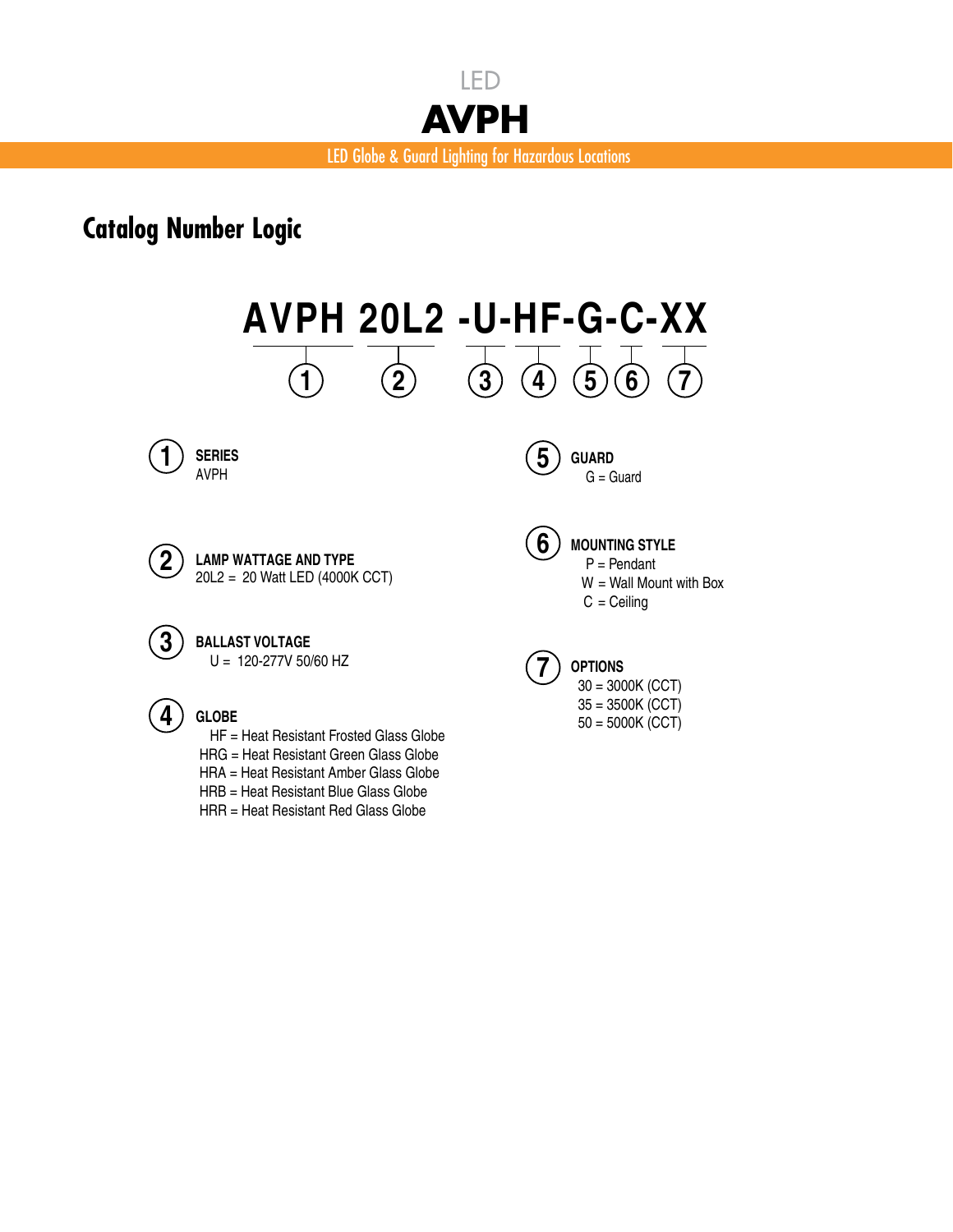LED

# AVPH

LED Globe & Guard Lighting for Hazardous Locations

## Catalog Number Logic

**AVPH 20L2 -U-HF-G-C-XX**

① ② ③ ④ ⑤ ⑥ ⑦

① **SERIES**
AVPH

② **LAMP WATTAGE AND TYPE**
20L2 = 20 Watt LED (4000K CCT)

③ **BALLAST VOLTAGE**
U = 120-277V 50/60 HZ

④ **GLOBE**
HF = Heat Resistant Frosted Glass Globe
HRG = Heat Resistant Green Glass Globe
HRA = Heat Resistant Amber Glass Globe
HRB = Heat Resistant Blue Glass Globe
HRR = Heat Resistant Red Glass Globe

⑤ **GUARD**
G = Guard

⑥ **MOUNTING STYLE**
P = Pendant
W = Wall Mount with Box
C = Ceiling

⑦ **OPTIONS**
30 = 3000K (CCT)
35 = 3500K (CCT)
50 = 5000K (CCT)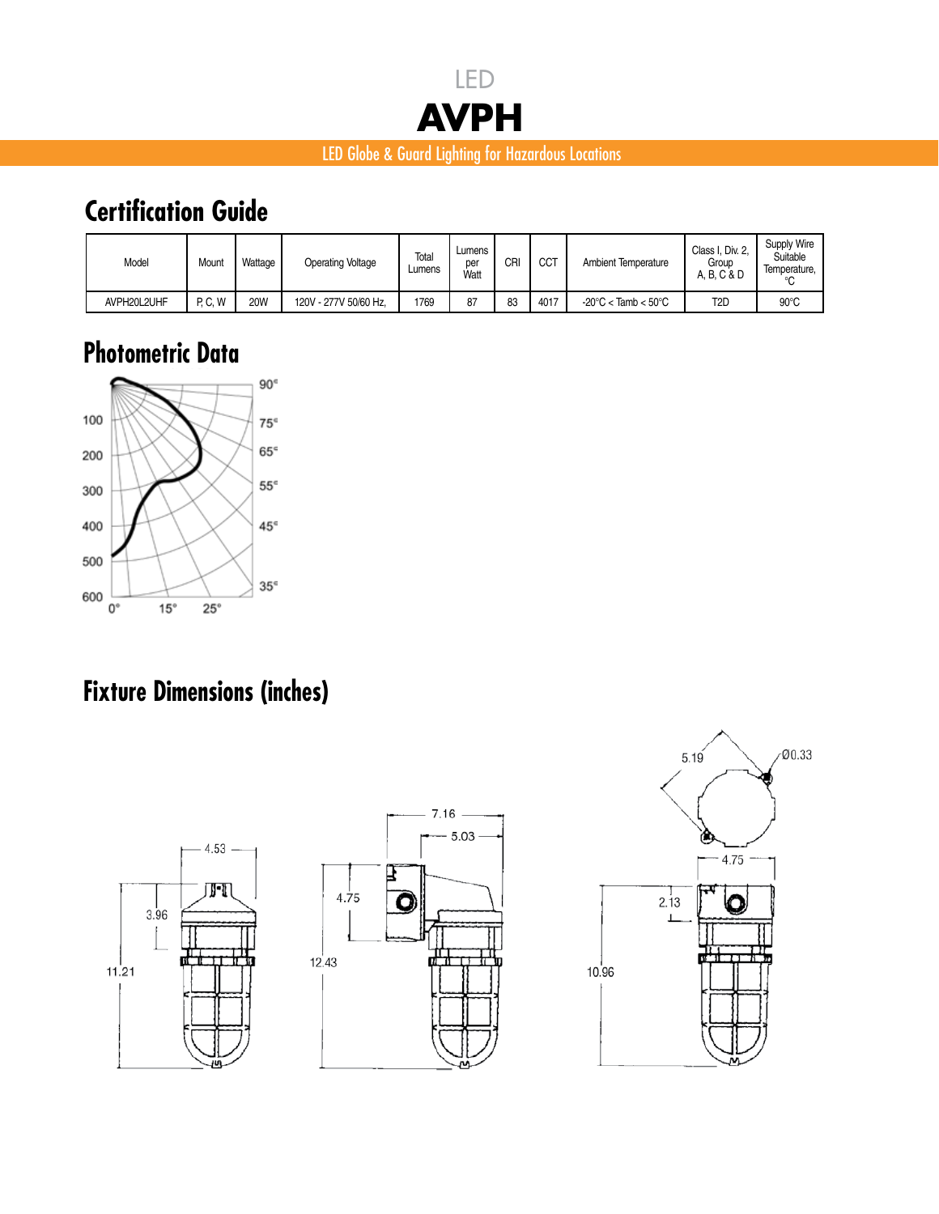LED

# AVPH

LED Globe & Guard Lighting for Hazardous Locations

## Certification Guide

| Model | Mount | Wattage | Operating Voltage | Total Lumens | Lumens per Watt | CRI | CCT | Ambient Temperature | Class I, Div. 2, Group A, B, C & D | Supply Wire Suitable Temperature, °C |
|---|---|---|---|---|---|---|---|---|---|---|
| AVPH20L2UHF | P, C, W | 20W | 120V - 277V 50/60 Hz, | 1769 | 87 | 83 | 4017 | -20°C < Tamb < 50°C | T2D | 90°C |

## Photometric Data

## Fixture Dimensions (inches)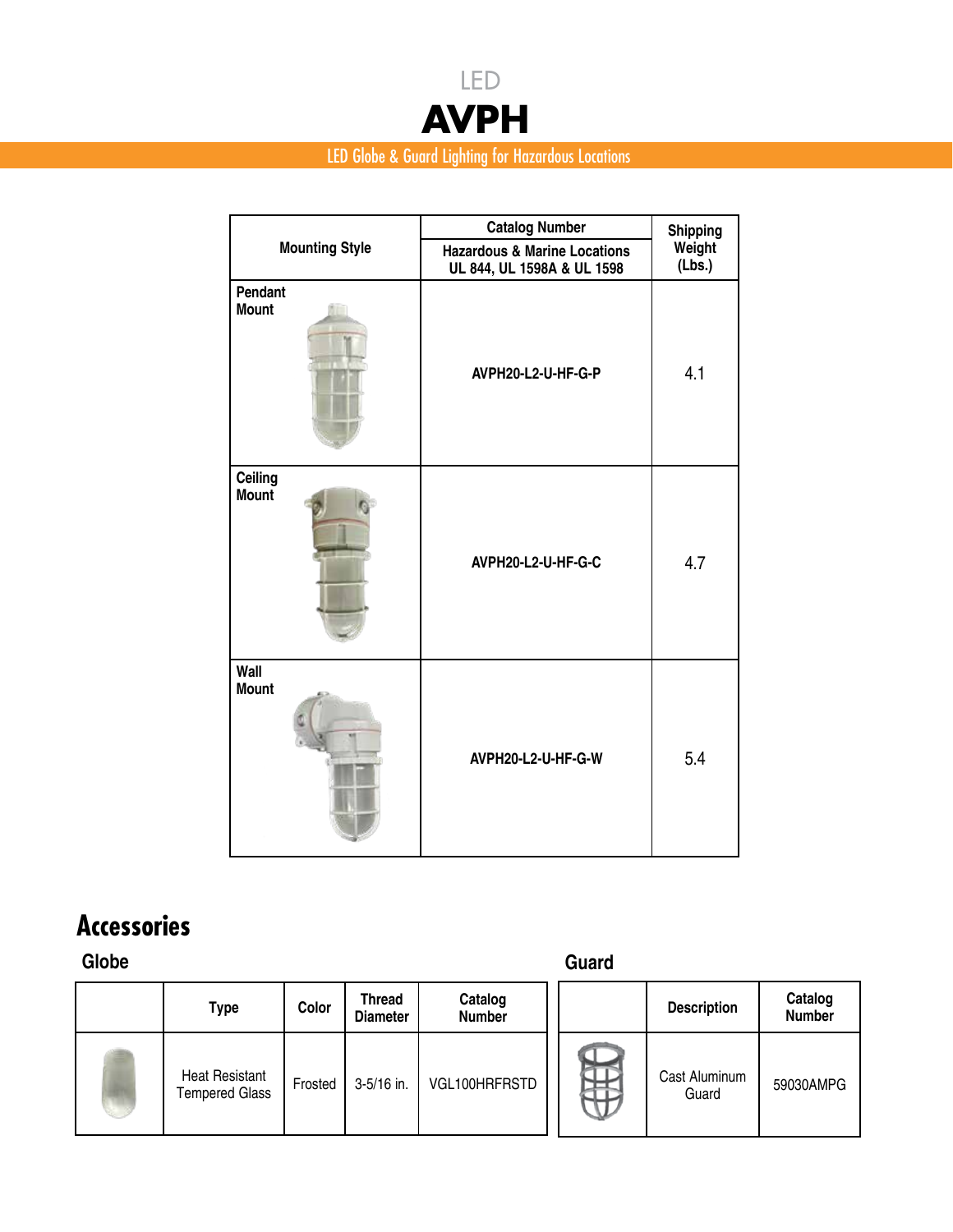LED

# AVPH

LED Globe & Guard Lighting for Hazardous Locations

| Mounting Style | Catalog Number<br>Hazardous & Marine Locations<br>UL 844, UL 1598A & UL 1598 | Shipping Weight (Lbs.) |
|---|---|---|
| Pendant Mount | AVPH20-L2-U-HF-G-P | 4.1 |
| Ceiling Mount | AVPH20-L2-U-HF-G-C | 4.7 |
| Wall Mount | AVPH20-L2-U-HF-G-W | 5.4 |

## Accessories

### Globe

| | Type | Color | Thread Diameter | Catalog Number |
|---|---|---|---|---|
| | Heat Resistant Tempered Glass | Frosted | 3-5/16 in. | VGL100HRFRSTD |

### Guard

| | Description | Catalog Number |
|---|---|---|
| | Cast Aluminum Guard | 59030AMPG |